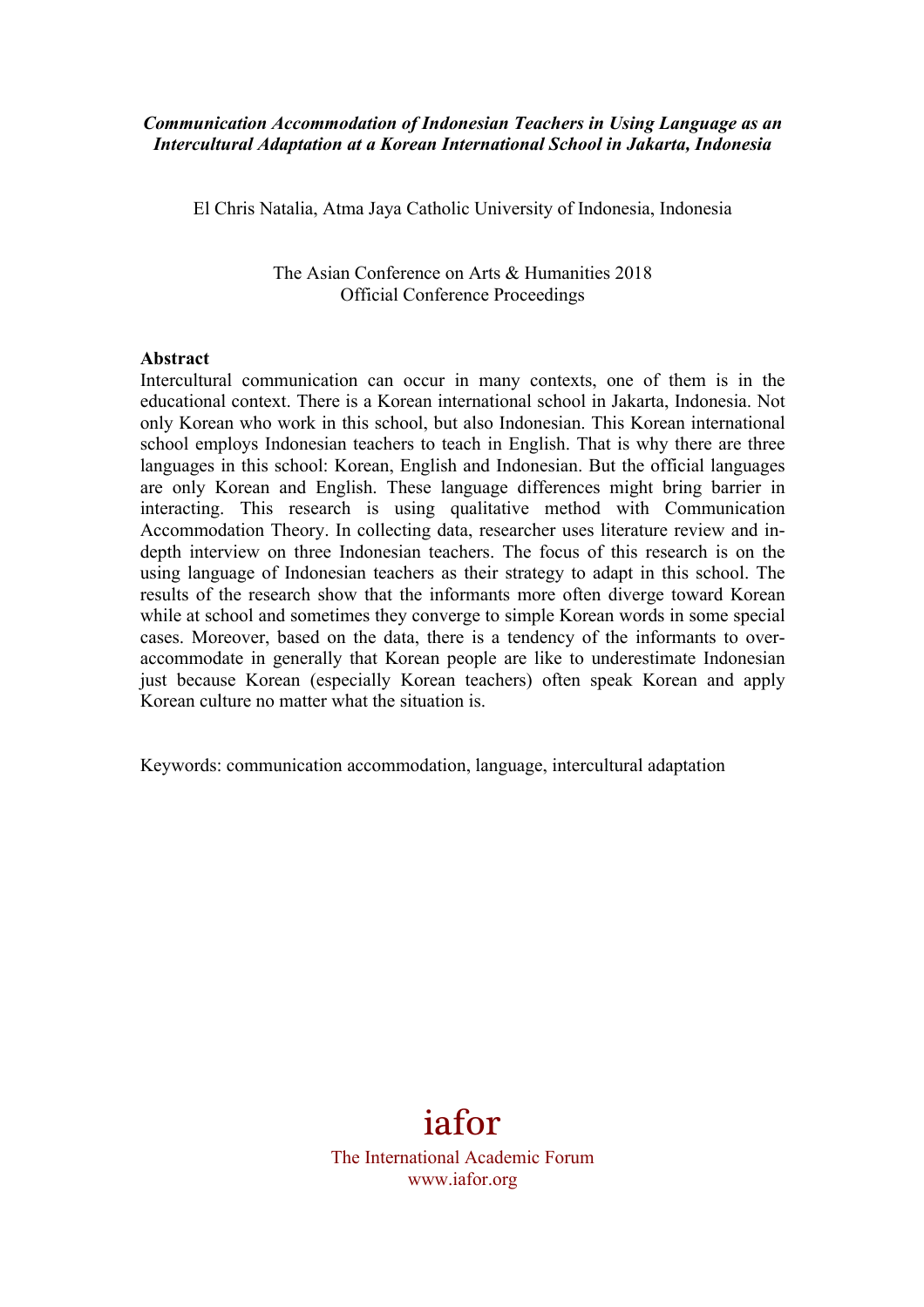***Communication Accommodation of Indonesian Teachers in Using Language as an Intercultural Adaptation at a Korean International School in Jakarta, Indonesia***

El Chris Natalia, Atma Jaya Catholic University of Indonesia, Indonesia

The Asian Conference on Arts & Humanities 2018
Official Conference Proceedings

**Abstract**

Intercultural communication can occur in many contexts, one of them is in the educational context. There is a Korean international school in Jakarta, Indonesia. Not only Korean who work in this school, but also Indonesian. This Korean international school employs Indonesian teachers to teach in English. That is why there are three languages in this school: Korean, English and Indonesian. But the official languages are only Korean and English. These language differences might bring barrier in interacting. This research is using qualitative method with Communication Accommodation Theory. In collecting data, researcher uses literature review and in-depth interview on three Indonesian teachers. The focus of this research is on the using language of Indonesian teachers as their strategy to adapt in this school. The results of the research show that the informants more often diverge toward Korean while at school and sometimes they converge to simple Korean words in some special cases. Moreover, based on the data, there is a tendency of the informants to over-accommodate in generally that Korean people are like to underestimate Indonesian just because Korean (especially Korean teachers) often speak Korean and apply Korean culture no matter what the situation is.

Keywords: communication accommodation, language, intercultural adaptation

iafor
The International Academic Forum
www.iafor.org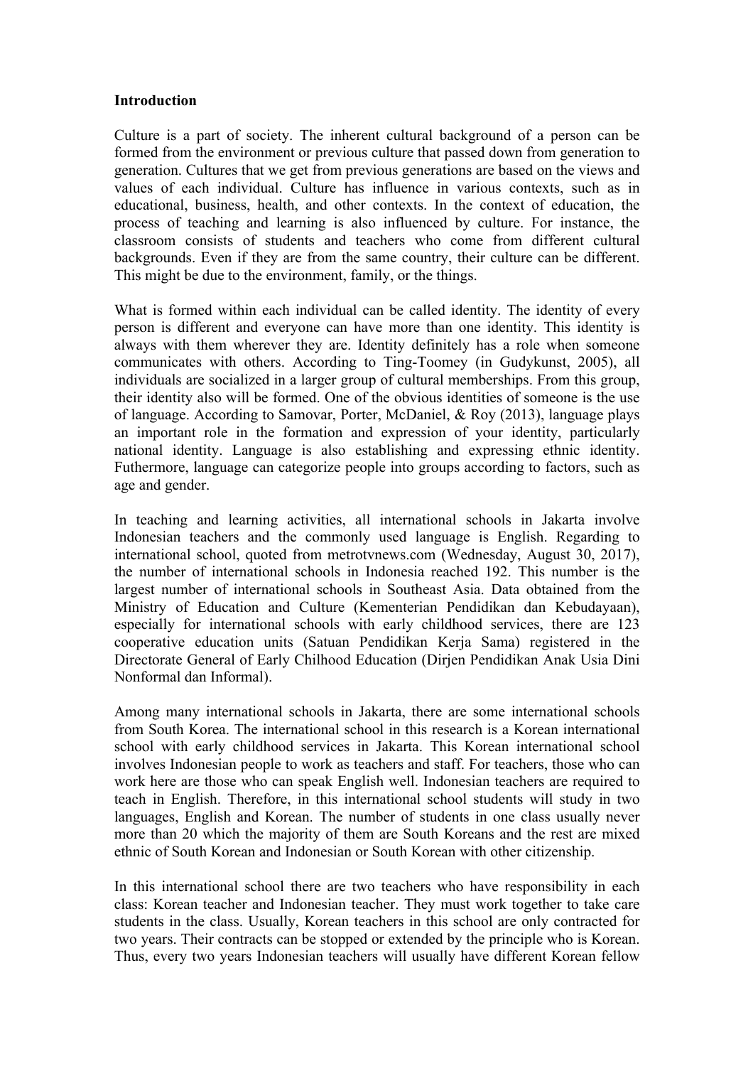**Introduction**

Culture is a part of society. The inherent cultural background of a person can be formed from the environment or previous culture that passed down from generation to generation. Cultures that we get from previous generations are based on the views and values of each individual. Culture has influence in various contexts, such as in educational, business, health, and other contexts. In the context of education, the process of teaching and learning is also influenced by culture. For instance, the classroom consists of students and teachers who come from different cultural backgrounds. Even if they are from the same country, their culture can be different. This might be due to the environment, family, or the things.

What is formed within each individual can be called identity. The identity of every person is different and everyone can have more than one identity. This identity is always with them wherever they are. Identity definitely has a role when someone communicates with others. According to Ting-Toomey (in Gudykunst, 2005), all individuals are socialized in a larger group of cultural memberships. From this group, their identity also will be formed. One of the obvious identities of someone is the use of language. According to Samovar, Porter, McDaniel, & Roy (2013), language plays an important role in the formation and expression of your identity, particularly national identity. Language is also establishing and expressing ethnic identity. Futhermore, language can categorize people into groups according to factors, such as age and gender.

In teaching and learning activities, all international schools in Jakarta involve Indonesian teachers and the commonly used language is English. Regarding to international school, quoted from metrotvnews.com (Wednesday, August 30, 2017), the number of international schools in Indonesia reached 192. This number is the largest number of international schools in Southeast Asia. Data obtained from the Ministry of Education and Culture (Kementerian Pendidikan dan Kebudayaan), especially for international schools with early childhood services, there are 123 cooperative education units (Satuan Pendidikan Kerja Sama) registered in the Directorate General of Early Chilhood Education (Dirjen Pendidikan Anak Usia Dini Nonformal dan Informal).

Among many international schools in Jakarta, there are some international schools from South Korea. The international school in this research is a Korean international school with early childhood services in Jakarta. This Korean international school involves Indonesian people to work as teachers and staff. For teachers, those who can work here are those who can speak English well. Indonesian teachers are required to teach in English. Therefore, in this international school students will study in two languages, English and Korean. The number of students in one class usually never more than 20 which the majority of them are South Koreans and the rest are mixed ethnic of South Korean and Indonesian or South Korean with other citizenship.

In this international school there are two teachers who have responsibility in each class: Korean teacher and Indonesian teacher. They must work together to take care students in the class. Usually, Korean teachers in this school are only contracted for two years. Their contracts can be stopped or extended by the principle who is Korean. Thus, every two years Indonesian teachers will usually have different Korean fellow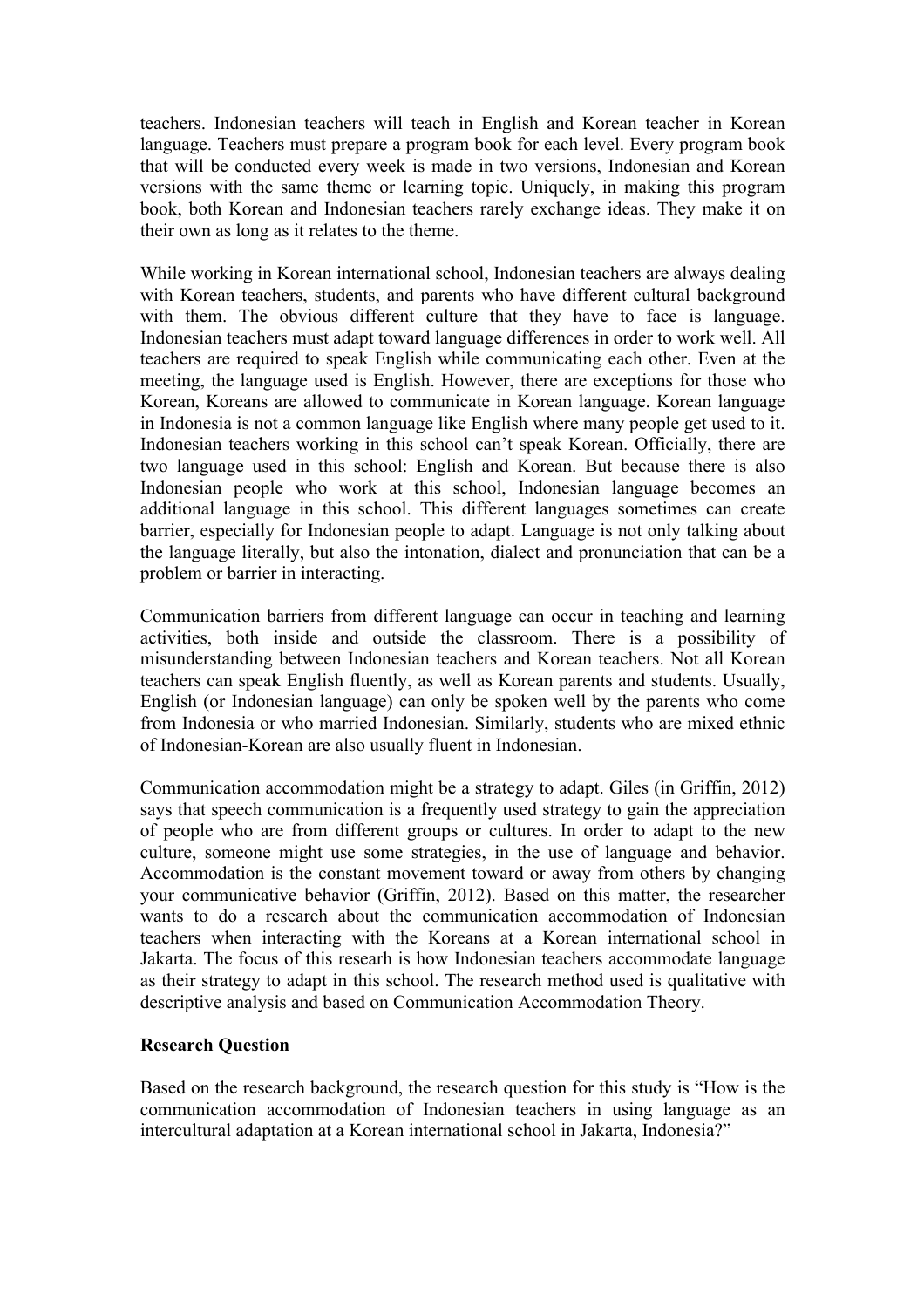teachers. Indonesian teachers will teach in English and Korean teacher in Korean language. Teachers must prepare a program book for each level. Every program book that will be conducted every week is made in two versions, Indonesian and Korean versions with the same theme or learning topic. Uniquely, in making this program book, both Korean and Indonesian teachers rarely exchange ideas. They make it on their own as long as it relates to the theme.

While working in Korean international school, Indonesian teachers are always dealing with Korean teachers, students, and parents who have different cultural background with them. The obvious different culture that they have to face is language. Indonesian teachers must adapt toward language differences in order to work well. All teachers are required to speak English while communicating each other. Even at the meeting, the language used is English. However, there are exceptions for those who Korean, Koreans are allowed to communicate in Korean language. Korean language in Indonesia is not a common language like English where many people get used to it. Indonesian teachers working in this school can't speak Korean. Officially, there are two language used in this school: English and Korean. But because there is also Indonesian people who work at this school, Indonesian language becomes an additional language in this school. This different languages sometimes can create barrier, especially for Indonesian people to adapt. Language is not only talking about the language literally, but also the intonation, dialect and pronunciation that can be a problem or barrier in interacting.

Communication barriers from different language can occur in teaching and learning activities, both inside and outside the classroom. There is a possibility of misunderstanding between Indonesian teachers and Korean teachers. Not all Korean teachers can speak English fluently, as well as Korean parents and students. Usually, English (or Indonesian language) can only be spoken well by the parents who come from Indonesia or who married Indonesian. Similarly, students who are mixed ethnic of Indonesian-Korean are also usually fluent in Indonesian.

Communication accommodation might be a strategy to adapt. Giles (in Griffin, 2012) says that speech communication is a frequently used strategy to gain the appreciation of people who are from different groups or cultures. In order to adapt to the new culture, someone might use some strategies, in the use of language and behavior. Accommodation is the constant movement toward or away from others by changing your communicative behavior (Griffin, 2012). Based on this matter, the researcher wants to do a research about the communication accommodation of Indonesian teachers when interacting with the Koreans at a Korean international school in Jakarta. The focus of this researh is how Indonesian teachers accommodate language as their strategy to adapt in this school. The research method used is qualitative with descriptive analysis and based on Communication Accommodation Theory.

**Research Question**

Based on the research background, the research question for this study is "How is the communication accommodation of Indonesian teachers in using language as an intercultural adaptation at a Korean international school in Jakarta, Indonesia?"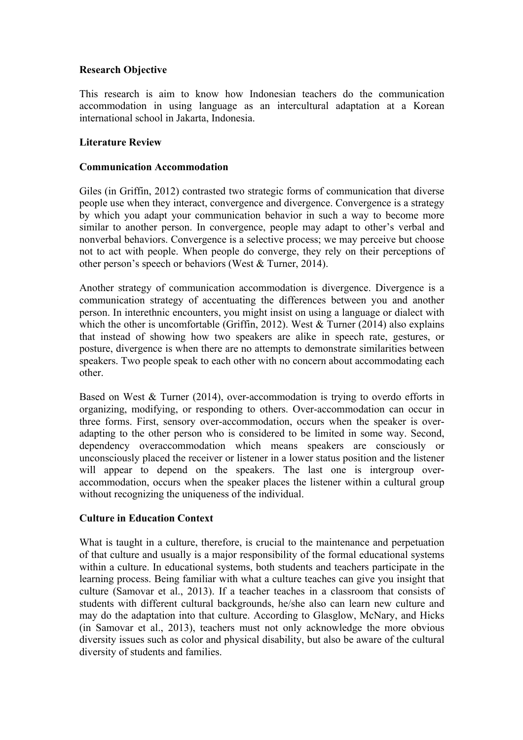## Research Objective

This research is aim to know how Indonesian teachers do the communication accommodation in using language as an intercultural adaptation at a Korean international school in Jakarta, Indonesia.

## Literature Review

### Communication Accommodation

Giles (in Griffin, 2012) contrasted two strategic forms of communication that diverse people use when they interact, convergence and divergence. Convergence is a strategy by which you adapt your communication behavior in such a way to become more similar to another person. In convergence, people may adapt to other's verbal and nonverbal behaviors. Convergence is a selective process; we may perceive but choose not to act with people. When people do converge, they rely on their perceptions of other person's speech or behaviors (West & Turner, 2014).

Another strategy of communication accommodation is divergence. Divergence is a communication strategy of accentuating the differences between you and another person. In interethnic encounters, you might insist on using a language or dialect with which the other is uncomfortable (Griffin, 2012). West & Turner (2014) also explains that instead of showing how two speakers are alike in speech rate, gestures, or posture, divergence is when there are no attempts to demonstrate similarities between speakers. Two people speak to each other with no concern about accommodating each other.

Based on West & Turner (2014), over-accommodation is trying to overdo efforts in organizing, modifying, or responding to others. Over-accommodation can occur in three forms. First, sensory over-accommodation, occurs when the speaker is over-adapting to the other person who is considered to be limited in some way. Second, dependency overaccommodation which means speakers are consciously or unconsciously placed the receiver or listener in a lower status position and the listener will appear to depend on the speakers. The last one is intergroup over-accommodation, occurs when the speaker places the listener within a cultural group without recognizing the uniqueness of the individual.

### Culture in Education Context

What is taught in a culture, therefore, is crucial to the maintenance and perpetuation of that culture and usually is a major responsibility of the formal educational systems within a culture. In educational systems, both students and teachers participate in the learning process. Being familiar with what a culture teaches can give you insight that culture (Samovar et al., 2013). If a teacher teaches in a classroom that consists of students with different cultural backgrounds, he/she also can learn new culture and may do the adaptation into that culture. According to Glasglow, McNary, and Hicks (in Samovar et al., 2013), teachers must not only acknowledge the more obvious diversity issues such as color and physical disability, but also be aware of the cultural diversity of students and families.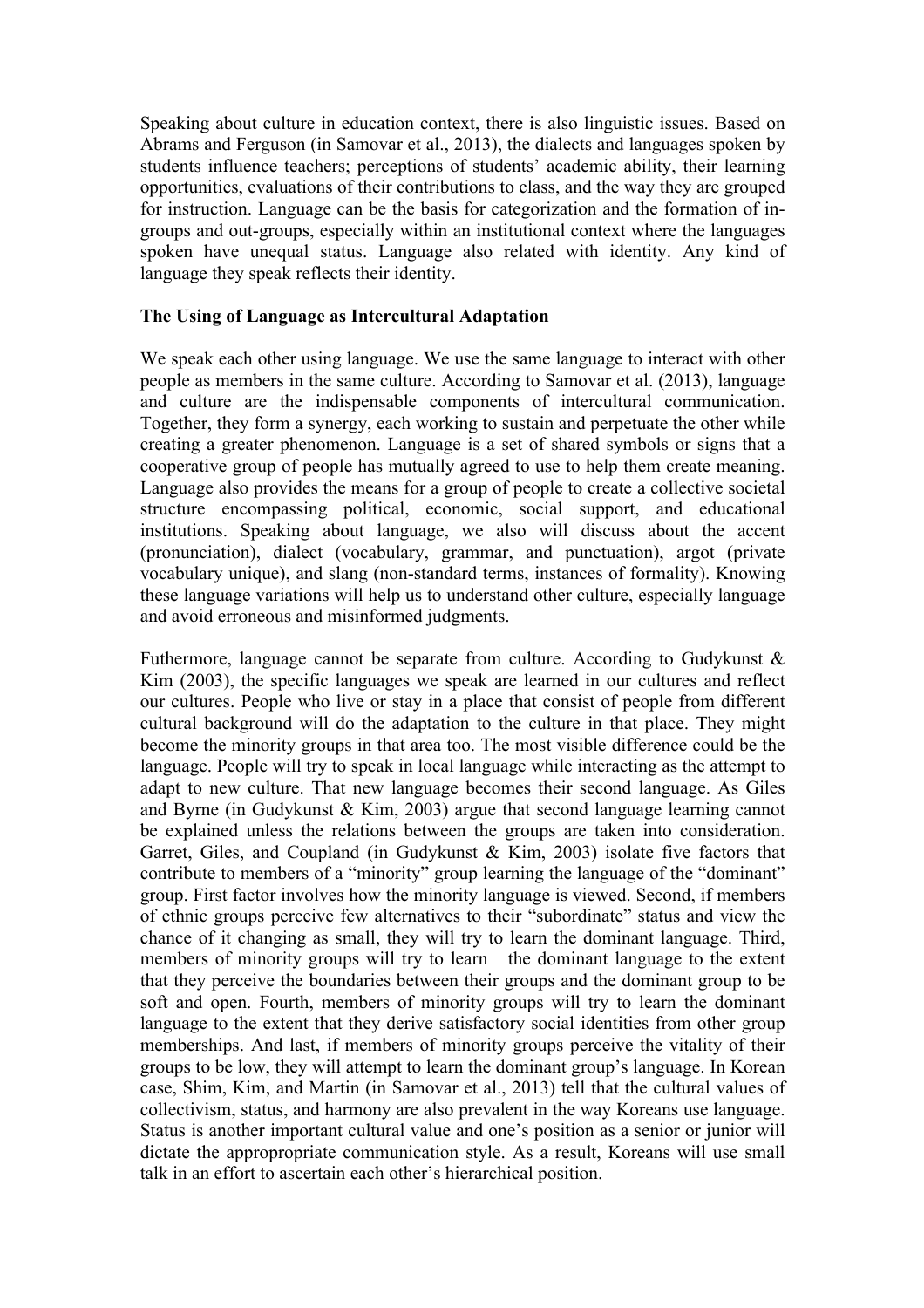Speaking about culture in education context, there is also linguistic issues. Based on Abrams and Ferguson (in Samovar et al., 2013), the dialects and languages spoken by students influence teachers; perceptions of students' academic ability, their learning opportunities, evaluations of their contributions to class, and the way they are grouped for instruction. Language can be the basis for categorization and the formation of in-groups and out-groups, especially within an institutional context where the languages spoken have unequal status. Language also related with identity. Any kind of language they speak reflects their identity.

**The Using of Language as Intercultural Adaptation**

We speak each other using language. We use the same language to interact with other people as members in the same culture. According to Samovar et al. (2013), language and culture are the indispensable components of intercultural communication. Together, they form a synergy, each working to sustain and perpetuate the other while creating a greater phenomenon. Language is a set of shared symbols or signs that a cooperative group of people has mutually agreed to use to help them create meaning. Language also provides the means for a group of people to create a collective societal structure encompassing political, economic, social support, and educational institutions. Speaking about language, we also will discuss about the accent (pronunciation), dialect (vocabulary, grammar, and punctuation), argot (private vocabulary unique), and slang (non-standard terms, instances of formality). Knowing these language variations will help us to understand other culture, especially language and avoid erroneous and misinformed judgments.

Futhermore, language cannot be separate from culture. According to Gudykunst & Kim (2003), the specific languages we speak are learned in our cultures and reflect our cultures. People who live or stay in a place that consist of people from different cultural background will do the adaptation to the culture in that place. They might become the minority groups in that area too. The most visible difference could be the language. People will try to speak in local language while interacting as the attempt to adapt to new culture. That new language becomes their second language. As Giles and Byrne (in Gudykunst & Kim, 2003) argue that second language learning cannot be explained unless the relations between the groups are taken into consideration. Garret, Giles, and Coupland (in Gudykunst & Kim, 2003) isolate five factors that contribute to members of a "minority" group learning the language of the "dominant" group. First factor involves how the minority language is viewed. Second, if members of ethnic groups perceive few alternatives to their "subordinate" status and view the chance of it changing as small, they will try to learn the dominant language. Third, members of minority groups will try to learn the dominant language to the extent that they perceive the boundaries between their groups and the dominant group to be soft and open. Fourth, members of minority groups will try to learn the dominant language to the extent that they derive satisfactory social identities from other group memberships. And last, if members of minority groups perceive the vitality of their groups to be low, they will attempt to learn the dominant group's language. In Korean case, Shim, Kim, and Martin (in Samovar et al., 2013) tell that the cultural values of collectivism, status, and harmony are also prevalent in the way Koreans use language. Status is another important cultural value and one's position as a senior or junior will dictate the appropropriate communication style. As a result, Koreans will use small talk in an effort to ascertain each other's hierarchical position.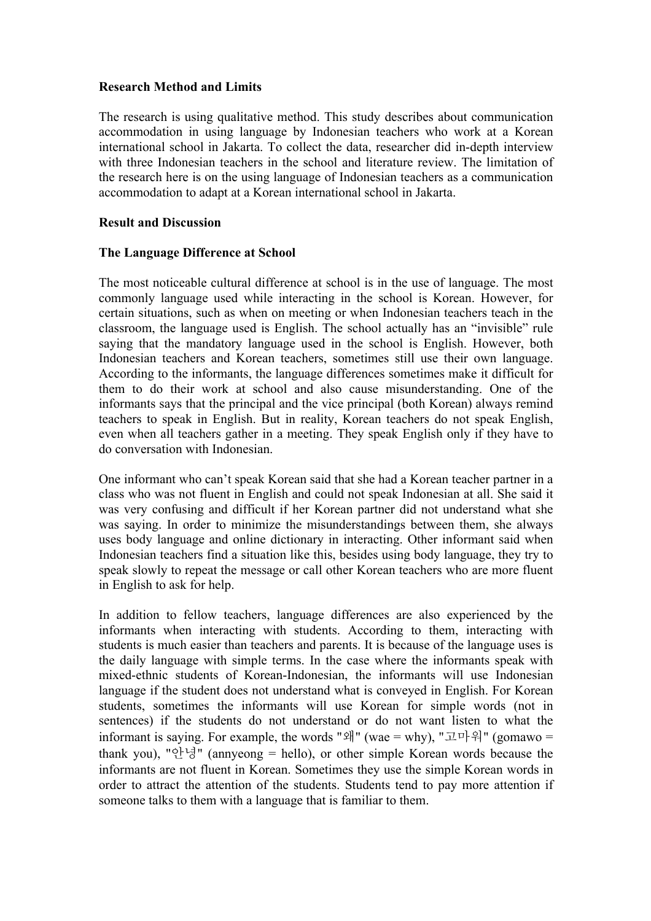**Research Method and Limits**

The research is using qualitative method. This study describes about communication accommodation in using language by Indonesian teachers who work at a Korean international school in Jakarta. To collect the data, researcher did in-depth interview with three Indonesian teachers in the school and literature review. The limitation of the research here is on the using language of Indonesian teachers as a communication accommodation to adapt at a Korean international school in Jakarta.

**Result and Discussion**

**The Language Difference at School**

The most noticeable cultural difference at school is in the use of language. The most commonly language used while interacting in the school is Korean. However, for certain situations, such as when on meeting or when Indonesian teachers teach in the classroom, the language used is English. The school actually has an "invisible" rule saying that the mandatory language used in the school is English. However, both Indonesian teachers and Korean teachers, sometimes still use their own language. According to the informants, the language differences sometimes make it difficult for them to do their work at school and also cause misunderstanding. One of the informants says that the principal and the vice principal (both Korean) always remind teachers to speak in English. But in reality, Korean teachers do not speak English, even when all teachers gather in a meeting. They speak English only if they have to do conversation with Indonesian.

One informant who can't speak Korean said that she had a Korean teacher partner in a class who was not fluent in English and could not speak Indonesian at all. She said it was very confusing and difficult if her Korean partner did not understand what she was saying. In order to minimize the misunderstandings between them, she always uses body language and online dictionary in interacting. Other informant said when Indonesian teachers find a situation like this, besides using body language, they try to speak slowly to repeat the message or call other Korean teachers who are more fluent in English to ask for help.

In addition to fellow teachers, language differences are also experienced by the informants when interacting with students. According to them, interacting with students is much easier than teachers and parents. It is because of the language uses is the daily language with simple terms. In the case where the informants speak with mixed-ethnic students of Korean-Indonesian, the informants will use Indonesian language if the student does not understand what is conveyed in English. For Korean students, sometimes the informants will use Korean for simple words (not in sentences) if the students do not understand or do not want listen to what the informant is saying. For example, the words "왜" (wae = why), "고마워" (gomawo = thank you), "안녕" (annyeong = hello), or other simple Korean words because the informants are not fluent in Korean. Sometimes they use the simple Korean words in order to attract the attention of the students. Students tend to pay more attention if someone talks to them with a language that is familiar to them.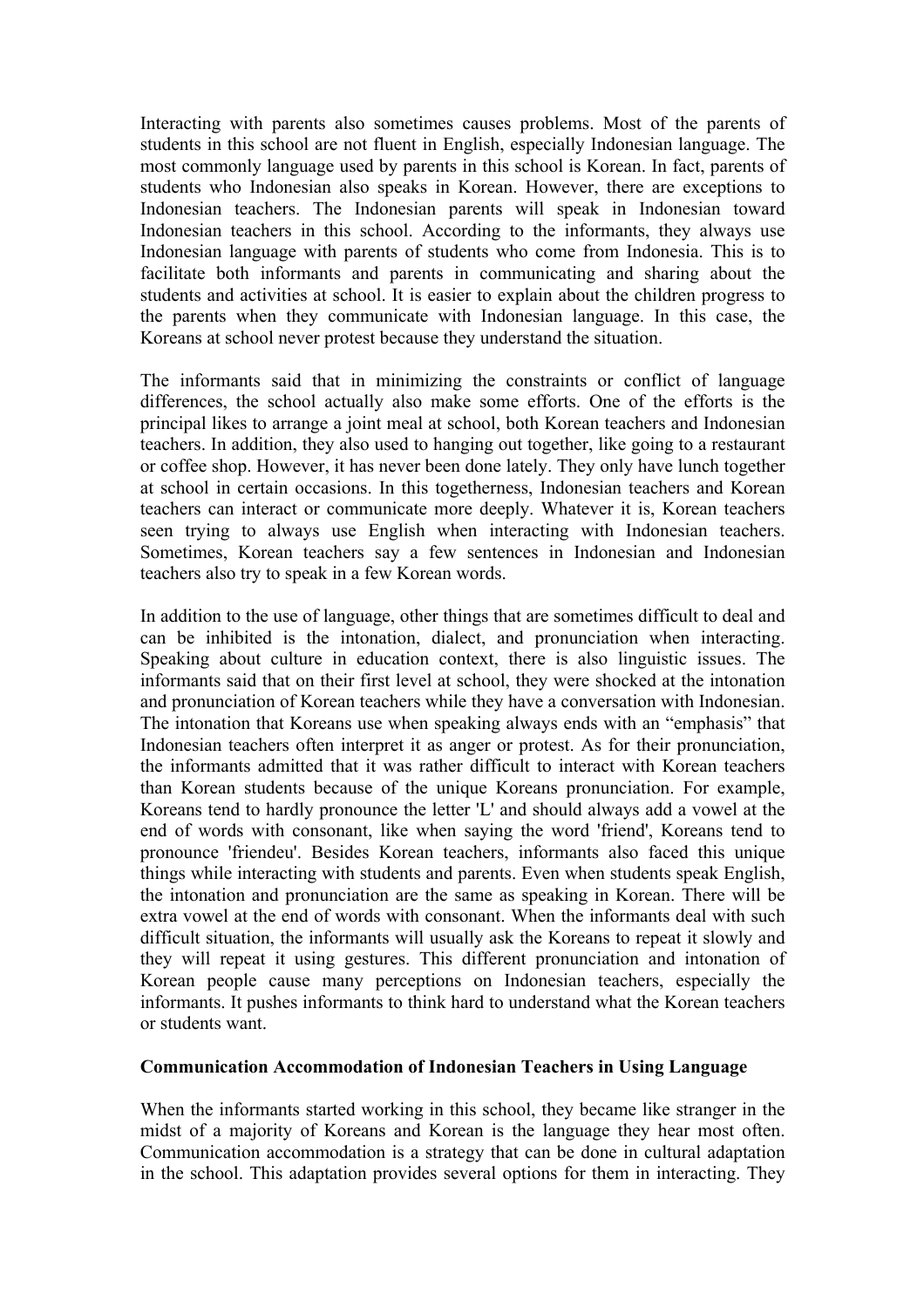Interacting with parents also sometimes causes problems. Most of the parents of students in this school are not fluent in English, especially Indonesian language. The most commonly language used by parents in this school is Korean. In fact, parents of students who Indonesian also speaks in Korean. However, there are exceptions to Indonesian teachers. The Indonesian parents will speak in Indonesian toward Indonesian teachers in this school. According to the informants, they always use Indonesian language with parents of students who come from Indonesia. This is to facilitate both informants and parents in communicating and sharing about the students and activities at school. It is easier to explain about the children progress to the parents when they communicate with Indonesian language. In this case, the Koreans at school never protest because they understand the situation.

The informants said that in minimizing the constraints or conflict of language differences, the school actually also make some efforts. One of the efforts is the principal likes to arrange a joint meal at school, both Korean teachers and Indonesian teachers. In addition, they also used to hanging out together, like going to a restaurant or coffee shop. However, it has never been done lately. They only have lunch together at school in certain occasions. In this togetherness, Indonesian teachers and Korean teachers can interact or communicate more deeply. Whatever it is, Korean teachers seen trying to always use English when interacting with Indonesian teachers. Sometimes, Korean teachers say a few sentences in Indonesian and Indonesian teachers also try to speak in a few Korean words.

In addition to the use of language, other things that are sometimes difficult to deal and can be inhibited is the intonation, dialect, and pronunciation when interacting. Speaking about culture in education context, there is also linguistic issues. The informants said that on their first level at school, they were shocked at the intonation and pronunciation of Korean teachers while they have a conversation with Indonesian. The intonation that Koreans use when speaking always ends with an "emphasis" that Indonesian teachers often interpret it as anger or protest. As for their pronunciation, the informants admitted that it was rather difficult to interact with Korean teachers than Korean students because of the unique Koreans pronunciation. For example, Koreans tend to hardly pronounce the letter 'L' and should always add a vowel at the end of words with consonant, like when saying the word 'friend', Koreans tend to pronounce 'friendeu'. Besides Korean teachers, informants also faced this unique things while interacting with students and parents. Even when students speak English, the intonation and pronunciation are the same as speaking in Korean. There will be extra vowel at the end of words with consonant. When the informants deal with such difficult situation, the informants will usually ask the Koreans to repeat it slowly and they will repeat it using gestures. This different pronunciation and intonation of Korean people cause many perceptions on Indonesian teachers, especially the informants. It pushes informants to think hard to understand what the Korean teachers or students want.

**Communication Accommodation of Indonesian Teachers in Using Language**

When the informants started working in this school, they became like stranger in the midst of a majority of Koreans and Korean is the language they hear most often. Communication accommodation is a strategy that can be done in cultural adaptation in the school. This adaptation provides several options for them in interacting. They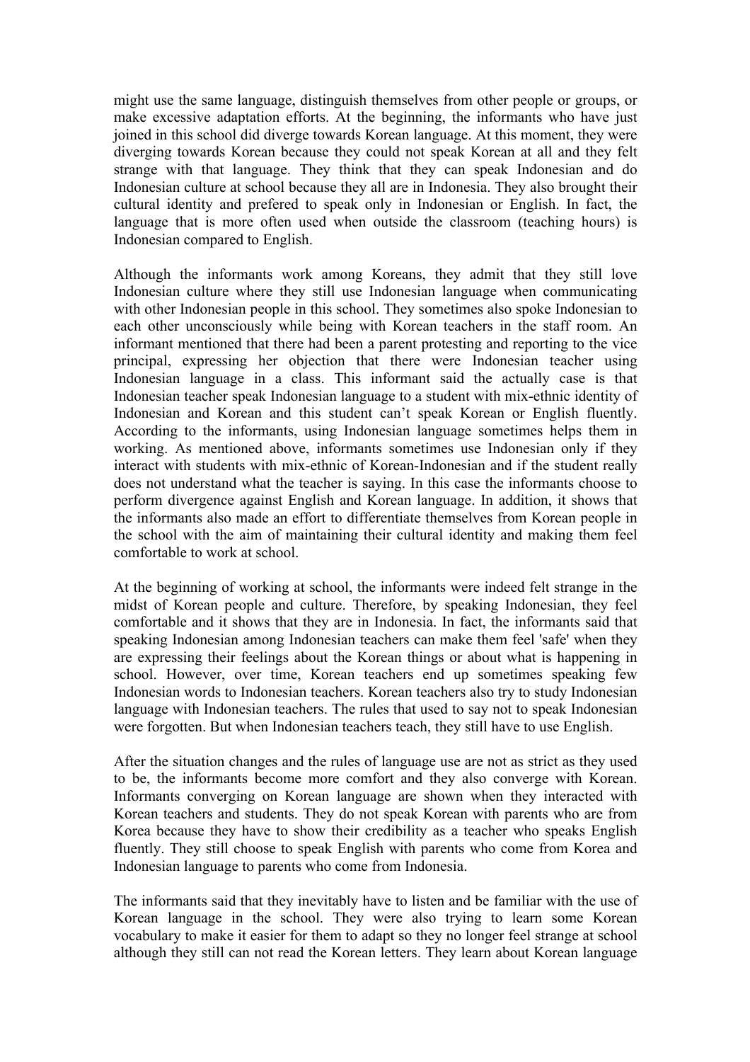might use the same language, distinguish themselves from other people or groups, or make excessive adaptation efforts. At the beginning, the informants who have just joined in this school did diverge towards Korean language. At this moment, they were diverging towards Korean because they could not speak Korean at all and they felt strange with that language. They think that they can speak Indonesian and do Indonesian culture at school because they all are in Indonesia. They also brought their cultural identity and prefered to speak only in Indonesian or English. In fact, the language that is more often used when outside the classroom (teaching hours) is Indonesian compared to English.

Although the informants work among Koreans, they admit that they still love Indonesian culture where they still use Indonesian language when communicating with other Indonesian people in this school. They sometimes also spoke Indonesian to each other unconsciously while being with Korean teachers in the staff room. An informant mentioned that there had been a parent protesting and reporting to the vice principal, expressing her objection that there were Indonesian teacher using Indonesian language in a class. This informant said the actually case is that Indonesian teacher speak Indonesian language to a student with mix-ethnic identity of Indonesian and Korean and this student can't speak Korean or English fluently. According to the informants, using Indonesian language sometimes helps them in working. As mentioned above, informants sometimes use Indonesian only if they interact with students with mix-ethnic of Korean-Indonesian and if the student really does not understand what the teacher is saying. In this case the informants choose to perform divergence against English and Korean language. In addition, it shows that the informants also made an effort to differentiate themselves from Korean people in the school with the aim of maintaining their cultural identity and making them feel comfortable to work at school.

At the beginning of working at school, the informants were indeed felt strange in the midst of Korean people and culture. Therefore, by speaking Indonesian, they feel comfortable and it shows that they are in Indonesia. In fact, the informants said that speaking Indonesian among Indonesian teachers can make them feel 'safe' when they are expressing their feelings about the Korean things or about what is happening in school. However, over time, Korean teachers end up sometimes speaking few Indonesian words to Indonesian teachers. Korean teachers also try to study Indonesian language with Indonesian teachers. The rules that used to say not to speak Indonesian were forgotten. But when Indonesian teachers teach, they still have to use English.

After the situation changes and the rules of language use are not as strict as they used to be, the informants become more comfort and they also converge with Korean. Informants converging on Korean language are shown when they interacted with Korean teachers and students. They do not speak Korean with parents who are from Korea because they have to show their credibility as a teacher who speaks English fluently. They still choose to speak English with parents who come from Korea and Indonesian language to parents who come from Indonesia.

The informants said that they inevitably have to listen and be familiar with the use of Korean language in the school. They were also trying to learn some Korean vocabulary to make it easier for them to adapt so they no longer feel strange at school although they still can not read the Korean letters. They learn about Korean language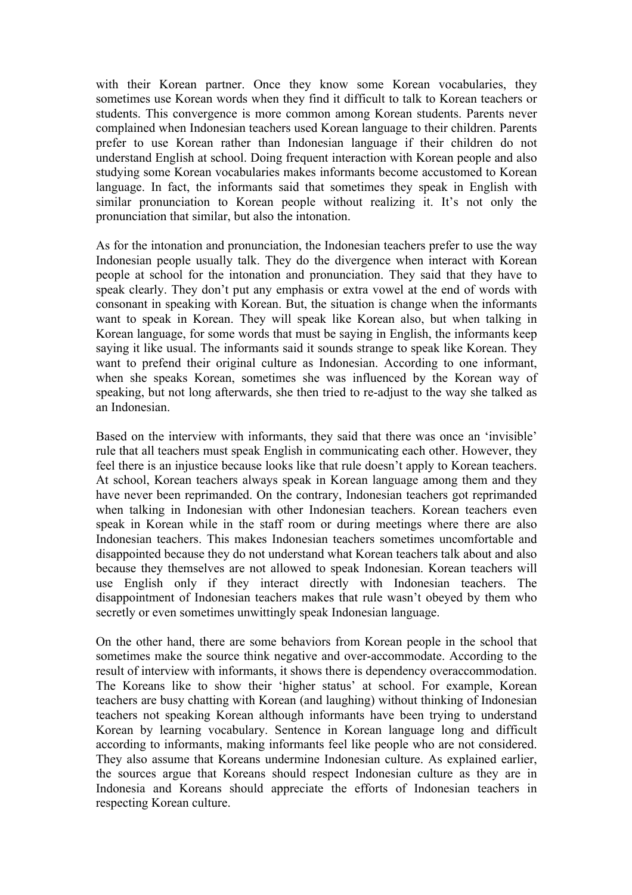with their Korean partner. Once they know some Korean vocabularies, they sometimes use Korean words when they find it difficult to talk to Korean teachers or students. This convergence is more common among Korean students. Parents never complained when Indonesian teachers used Korean language to their children. Parents prefer to use Korean rather than Indonesian language if their children do not understand English at school. Doing frequent interaction with Korean people and also studying some Korean vocabularies makes informants become accustomed to Korean language. In fact, the informants said that sometimes they speak in English with similar pronunciation to Korean people without realizing it. It's not only the pronunciation that similar, but also the intonation.

As for the intonation and pronunciation, the Indonesian teachers prefer to use the way Indonesian people usually talk. They do the divergence when interact with Korean people at school for the intonation and pronunciation. They said that they have to speak clearly. They don't put any emphasis or extra vowel at the end of words with consonant in speaking with Korean. But, the situation is change when the informants want to speak in Korean. They will speak like Korean also, but when talking in Korean language, for some words that must be saying in English, the informants keep saying it like usual. The informants said it sounds strange to speak like Korean. They want to prefend their original culture as Indonesian. According to one informant, when she speaks Korean, sometimes she was influenced by the Korean way of speaking, but not long afterwards, she then tried to re-adjust to the way she talked as an Indonesian.

Based on the interview with informants, they said that there was once an 'invisible' rule that all teachers must speak English in communicating each other. However, they feel there is an injustice because looks like that rule doesn't apply to Korean teachers. At school, Korean teachers always speak in Korean language among them and they have never been reprimanded. On the contrary, Indonesian teachers got reprimanded when talking in Indonesian with other Indonesian teachers. Korean teachers even speak in Korean while in the staff room or during meetings where there are also Indonesian teachers. This makes Indonesian teachers sometimes uncomfortable and disappointed because they do not understand what Korean teachers talk about and also because they themselves are not allowed to speak Indonesian. Korean teachers will use English only if they interact directly with Indonesian teachers. The disappointment of Indonesian teachers makes that rule wasn't obeyed by them who secretly or even sometimes unwittingly speak Indonesian language.

On the other hand, there are some behaviors from Korean people in the school that sometimes make the source think negative and over-accommodate. According to the result of interview with informants, it shows there is dependency overaccommodation. The Koreans like to show their 'higher status' at school. For example, Korean teachers are busy chatting with Korean (and laughing) without thinking of Indonesian teachers not speaking Korean although informants have been trying to understand Korean by learning vocabulary. Sentence in Korean language long and difficult according to informants, making informants feel like people who are not considered. They also assume that Koreans undermine Indonesian culture. As explained earlier, the sources argue that Koreans should respect Indonesian culture as they are in Indonesia and Koreans should appreciate the efforts of Indonesian teachers in respecting Korean culture.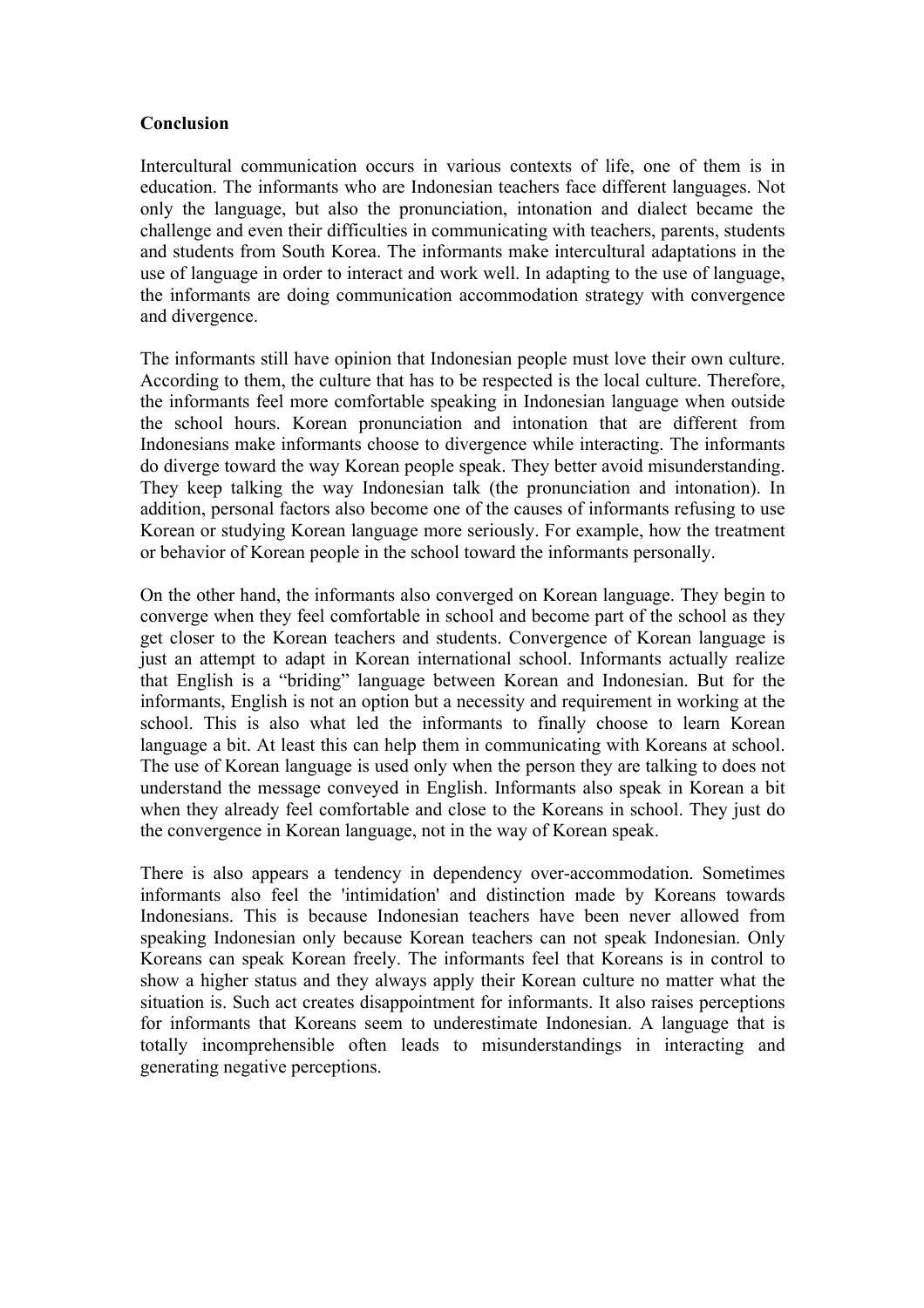**Conclusion**

Intercultural communication occurs in various contexts of life, one of them is in education. The informants who are Indonesian teachers face different languages. Not only the language, but also the pronunciation, intonation and dialect became the challenge and even their difficulties in communicating with teachers, parents, students and students from South Korea. The informants make intercultural adaptations in the use of language in order to interact and work well. In adapting to the use of language, the informants are doing communication accommodation strategy with convergence and divergence.

The informants still have opinion that Indonesian people must love their own culture. According to them, the culture that has to be respected is the local culture. Therefore, the informants feel more comfortable speaking in Indonesian language when outside the school hours. Korean pronunciation and intonation that are different from Indonesians make informants choose to divergence while interacting. The informants do diverge toward the way Korean people speak. They better avoid misunderstanding. They keep talking the way Indonesian talk (the pronunciation and intonation). In addition, personal factors also become one of the causes of informants refusing to use Korean or studying Korean language more seriously. For example, how the treatment or behavior of Korean people in the school toward the informants personally.

On the other hand, the informants also converged on Korean language. They begin to converge when they feel comfortable in school and become part of the school as they get closer to the Korean teachers and students. Convergence of Korean language is just an attempt to adapt in Korean international school. Informants actually realize that English is a "briding" language between Korean and Indonesian. But for the informants, English is not an option but a necessity and requirement in working at the school. This is also what led the informants to finally choose to learn Korean language a bit. At least this can help them in communicating with Koreans at school. The use of Korean language is used only when the person they are talking to does not understand the message conveyed in English. Informants also speak in Korean a bit when they already feel comfortable and close to the Koreans in school. They just do the convergence in Korean language, not in the way of Korean speak.

There is also appears a tendency in dependency over-accommodation. Sometimes informants also feel the 'intimidation' and distinction made by Koreans towards Indonesians. This is because Indonesian teachers have been never allowed from speaking Indonesian only because Korean teachers can not speak Indonesian. Only Koreans can speak Korean freely. The informants feel that Koreans is in control to show a higher status and they always apply their Korean culture no matter what the situation is. Such act creates disappointment for informants. It also raises perceptions for informants that Koreans seem to underestimate Indonesian. A language that is totally incomprehensible often leads to misunderstandings in interacting and generating negative perceptions.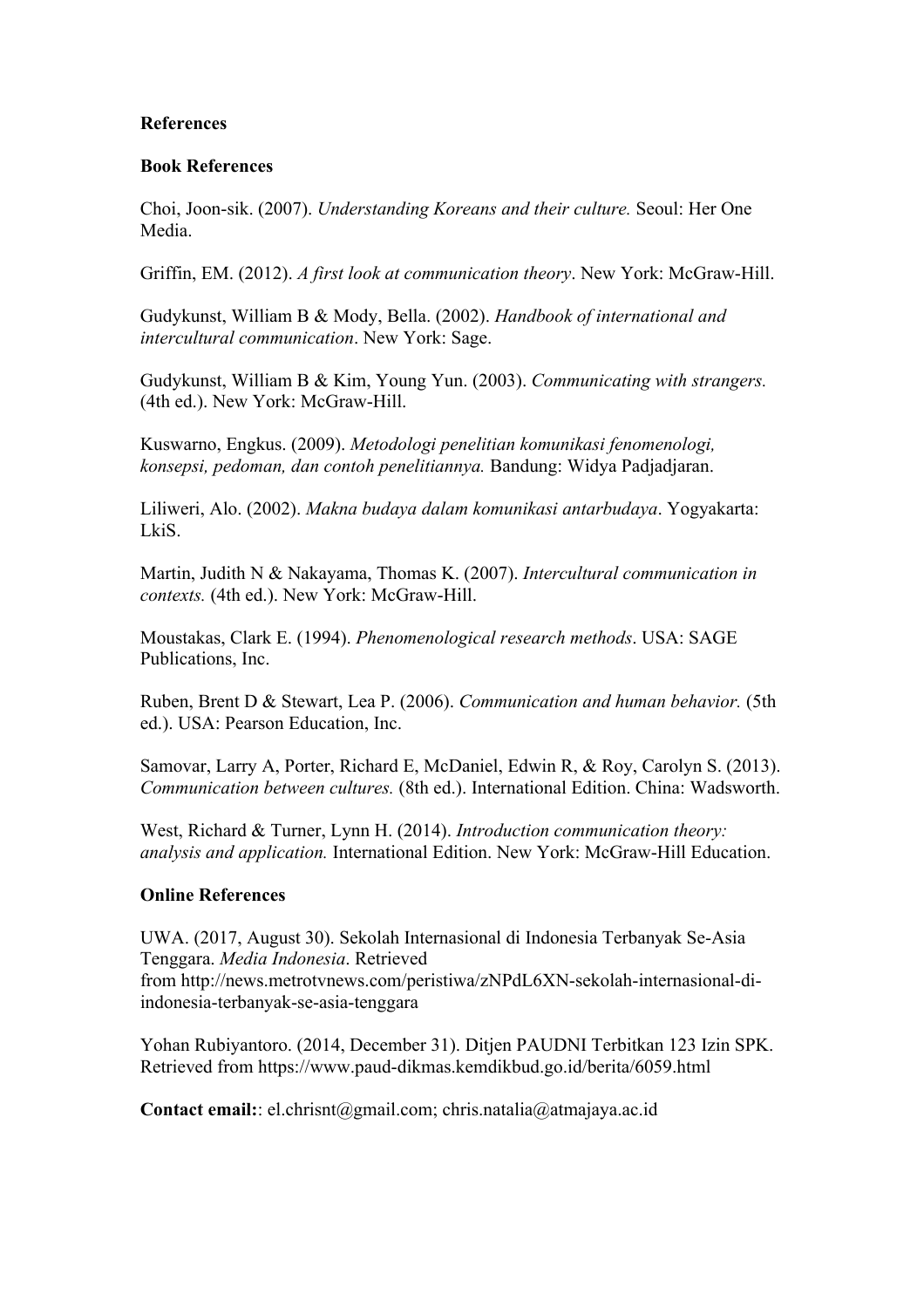**References**

**Book References**

Choi, Joon-sik. (2007). *Understanding Koreans and their culture.* Seoul: Her One Media.

Griffin, EM. (2012). *A first look at communication theory*. New York: McGraw-Hill.

Gudykunst, William B & Mody, Bella. (2002). *Handbook of international and intercultural communication*. New York: Sage.

Gudykunst, William B & Kim, Young Yun. (2003). *Communicating with strangers.* (4th ed.). New York: McGraw-Hill.

Kuswarno, Engkus. (2009). *Metodologi penelitian komunikasi fenomenologi, konsepsi, pedoman, dan contoh penelitiannya.* Bandung: Widya Padjadjaran.

Liliweri, Alo. (2002). *Makna budaya dalam komunikasi antarbudaya*. Yogyakarta: LkiS.

Martin, Judith N & Nakayama, Thomas K. (2007). *Intercultural communication in contexts.* (4th ed.). New York: McGraw-Hill.

Moustakas, Clark E. (1994). *Phenomenological research methods*. USA: SAGE Publications, Inc.

Ruben, Brent D & Stewart, Lea P. (2006). *Communication and human behavior.* (5th ed.). USA: Pearson Education, Inc.

Samovar, Larry A, Porter, Richard E, McDaniel, Edwin R, & Roy, Carolyn S. (2013). *Communication between cultures.* (8th ed.). International Edition. China: Wadsworth.

West, Richard & Turner, Lynn H. (2014). *Introduction communication theory: analysis and application.* International Edition. New York: McGraw-Hill Education.

**Online References**

UWA. (2017, August 30). Sekolah Internasional di Indonesia Terbanyak Se-Asia Tenggara. *Media Indonesia*. Retrieved from http://news.metrotvnews.com/peristiwa/zNPdL6XN-sekolah-internasional-di-indonesia-terbanyak-se-asia-tenggara

Yohan Rubiyantoro. (2014, December 31). Ditjen PAUDNI Terbitkan 123 Izin SPK. Retrieved from https://www.paud-dikmas.kemdikbud.go.id/berita/6059.html

**Contact email:**: el.chrisnt@gmail.com; chris.natalia@atmajaya.ac.id